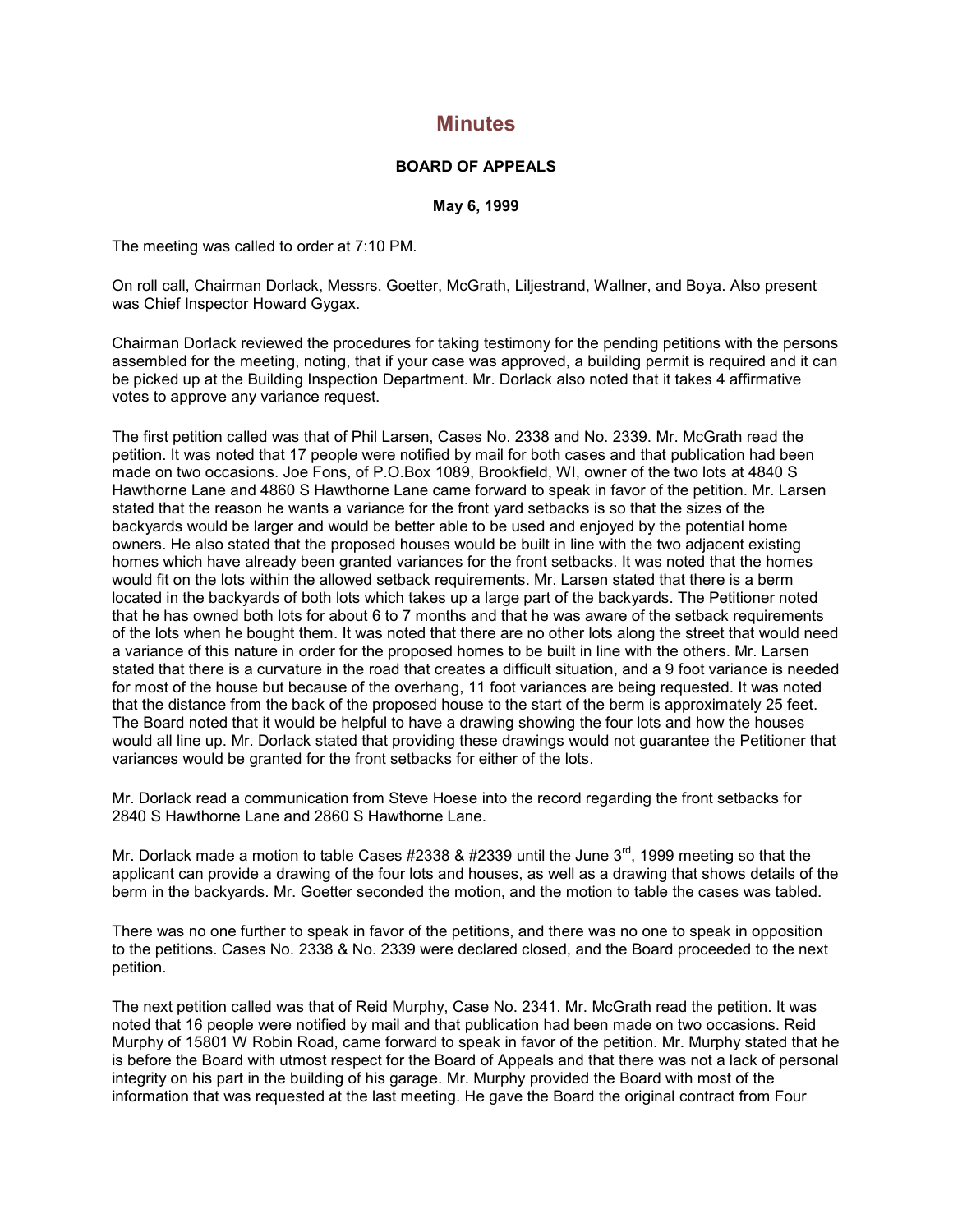# Minutes

**BOARD OF APPEALS**

**May 6, 1999**

The meeting was called to order at 7:10 PM.

On roll call, Chairman Dorlack, Messrs. Goetter, McGrath, Liljestrand, Wallner, and Boya. Also present was Chief Inspector Howard Gygax.

Chairman Dorlack reviewed the procedures for taking testimony for the pending petitions with the persons assembled for the meeting, noting, that if your case was approved, a building permit is required and it can be picked up at the Building Inspection Department. Mr. Dorlack also noted that it takes 4 affirmative votes to approve any variance request.

The first petition called was that of Phil Larsen, Cases No. 2338 and No. 2339. Mr. McGrath read the petition. It was noted that 17 people were notified by mail for both cases and that publication had been made on two occasions. Joe Fons, of P.O.Box 1089, Brookfield, WI, owner of the two lots at 4840 S Hawthorne Lane and 4860 S Hawthorne Lane came forward to speak in favor of the petition. Mr. Larsen stated that the reason he wants a variance for the front yard setbacks is so that the sizes of the backyards would be larger and would be better able to be used and enjoyed by the potential home owners. He also stated that the proposed houses would be built in line with the two adjacent existing homes which have already been granted variances for the front setbacks. It was noted that the homes would fit on the lots within the allowed setback requirements. Mr. Larsen stated that there is a berm located in the backyards of both lots which takes up a large part of the backyards. The Petitioner noted that he has owned both lots for about 6 to 7 months and that he was aware of the setback requirements of the lots when he bought them. It was noted that there are no other lots along the street that would need a variance of this nature in order for the proposed homes to be built in line with the others. Mr. Larsen stated that there is a curvature in the road that creates a difficult situation, and a 9 foot variance is needed for most of the house but because of the overhang, 11 foot variances are being requested. It was noted that the distance from the back of the proposed house to the start of the berm is approximately 25 feet. The Board noted that it would be helpful to have a drawing showing the four lots and how the houses would all line up. Mr. Dorlack stated that providing these drawings would not guarantee the Petitioner that variances would be granted for the front setbacks for either of the lots.

Mr. Dorlack read a communication from Steve Hoese into the record regarding the front setbacks for 2840 S Hawthorne Lane and 2860 S Hawthorne Lane.

Mr. Dorlack made a motion to table Cases #2338 & #2339 until the June 3rd, 1999 meeting so that the applicant can provide a drawing of the four lots and houses, as well as a drawing that shows details of the berm in the backyards. Mr. Goetter seconded the motion, and the motion to table the cases was tabled.

There was no one further to speak in favor of the petitions, and there was no one to speak in opposition to the petitions. Cases No. 2338 & No. 2339 were declared closed, and the Board proceeded to the next petition.

The next petition called was that of Reid Murphy, Case No. 2341. Mr. McGrath read the petition. It was noted that 16 people were notified by mail and that publication had been made on two occasions. Reid Murphy of 15801 W Robin Road, came forward to speak in favor of the petition. Mr. Murphy stated that he is before the Board with utmost respect for the Board of Appeals and that there was not a lack of personal integrity on his part in the building of his garage. Mr. Murphy provided the Board with most of the information that was requested at the last meeting. He gave the Board the original contract from Four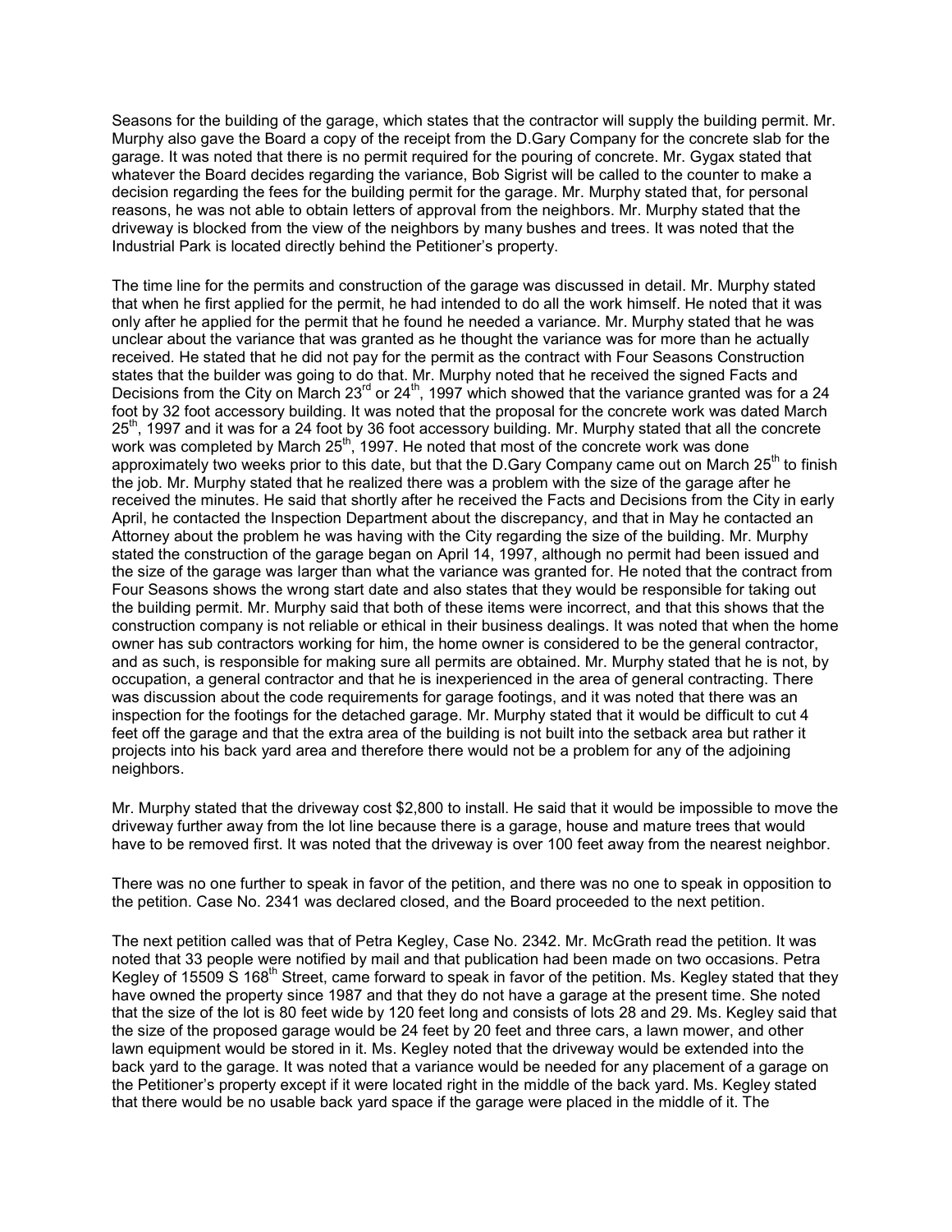Seasons for the building of the garage, which states that the contractor will supply the building permit. Mr. Murphy also gave the Board a copy of the receipt from the D.Gary Company for the concrete slab for the garage. It was noted that there is no permit required for the pouring of concrete. Mr. Gygax stated that whatever the Board decides regarding the variance, Bob Sigrist will be called to the counter to make a decision regarding the fees for the building permit for the garage. Mr. Murphy stated that, for personal reasons, he was not able to obtain letters of approval from the neighbors. Mr. Murphy stated that the driveway is blocked from the view of the neighbors by many bushes and trees. It was noted that the Industrial Park is located directly behind the Petitioner's property.

The time line for the permits and construction of the garage was discussed in detail. Mr. Murphy stated that when he first applied for the permit, he had intended to do all the work himself. He noted that it was only after he applied for the permit that he found he needed a variance. Mr. Murphy stated that he was unclear about the variance that was granted as he thought the variance was for more than he actually received. He stated that he did not pay for the permit as the contract with Four Seasons Construction states that the builder was going to do that. Mr. Murphy noted that he received the signed Facts and Decisions from the City on March 23rd or 24th, 1997 which showed that the variance granted was for a 24 foot by 32 foot accessory building. It was noted that the proposal for the concrete work was dated March 25th, 1997 and it was for a 24 foot by 36 foot accessory building. Mr. Murphy stated that all the concrete work was completed by March 25th, 1997. He noted that most of the concrete work was done approximately two weeks prior to this date, but that the D.Gary Company came out on March 25th to finish the job. Mr. Murphy stated that he realized there was a problem with the size of the garage after he received the minutes. He said that shortly after he received the Facts and Decisions from the City in early April, he contacted the Inspection Department about the discrepancy, and that in May he contacted an Attorney about the problem he was having with the City regarding the size of the building. Mr. Murphy stated the construction of the garage began on April 14, 1997, although no permit had been issued and the size of the garage was larger than what the variance was granted for. He noted that the contract from Four Seasons shows the wrong start date and also states that they would be responsible for taking out the building permit. Mr. Murphy said that both of these items were incorrect, and that this shows that the construction company is not reliable or ethical in their business dealings. It was noted that when the home owner has sub contractors working for him, the home owner is considered to be the general contractor, and as such, is responsible for making sure all permits are obtained. Mr. Murphy stated that he is not, by occupation, a general contractor and that he is inexperienced in the area of general contracting. There was discussion about the code requirements for garage footings, and it was noted that there was an inspection for the footings for the detached garage. Mr. Murphy stated that it would be difficult to cut 4 feet off the garage and that the extra area of the building is not built into the setback area but rather it projects into his back yard area and therefore there would not be a problem for any of the adjoining neighbors.

Mr. Murphy stated that the driveway cost $2,800 to install. He said that it would be impossible to move the driveway further away from the lot line because there is a garage, house and mature trees that would have to be removed first. It was noted that the driveway is over 100 feet away from the nearest neighbor.

There was no one further to speak in favor of the petition, and there was no one to speak in opposition to the petition. Case No. 2341 was declared closed, and the Board proceeded to the next petition.

The next petition called was that of Petra Kegley, Case No. 2342. Mr. McGrath read the petition. It was noted that 33 people were notified by mail and that publication had been made on two occasions. Petra Kegley of 15509 S 168th Street, came forward to speak in favor of the petition. Ms. Kegley stated that they have owned the property since 1987 and that they do not have a garage at the present time. She noted that the size of the lot is 80 feet wide by 120 feet long and consists of lots 28 and 29. Ms. Kegley said that the size of the proposed garage would be 24 feet by 20 feet and three cars, a lawn mower, and other lawn equipment would be stored in it. Ms. Kegley noted that the driveway would be extended into the back yard to the garage. It was noted that a variance would be needed for any placement of a garage on the Petitioner's property except if it were located right in the middle of the back yard. Ms. Kegley stated that there would be no usable back yard space if the garage were placed in the middle of it. The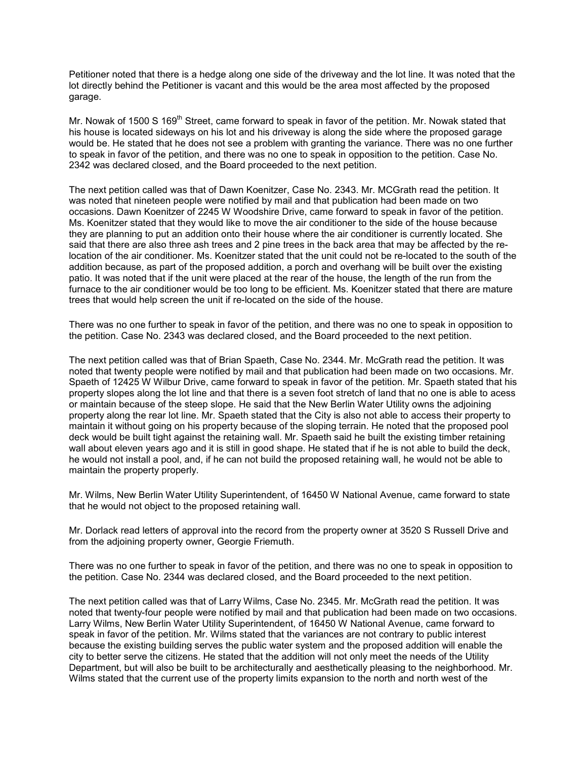Petitioner noted that there is a hedge along one side of the driveway and the lot line. It was noted that the lot directly behind the Petitioner is vacant and this would be the area most affected by the proposed garage.

Mr. Nowak of 1500 S 169th Street, came forward to speak in favor of the petition. Mr. Nowak stated that his house is located sideways on his lot and his driveway is along the side where the proposed garage would be. He stated that he does not see a problem with granting the variance. There was no one further to speak in favor of the petition, and there was no one to speak in opposition to the petition. Case No. 2342 was declared closed, and the Board proceeded to the next petition.

The next petition called was that of Dawn Koenitzer, Case No. 2343. Mr. MCGrath read the petition. It was noted that nineteen people were notified by mail and that publication had been made on two occasions. Dawn Koenitzer of 2245 W Woodshire Drive, came forward to speak in favor of the petition. Ms. Koenitzer stated that they would like to move the air conditioner to the side of the house because they are planning to put an addition onto their house where the air conditioner is currently located. She said that there are also three ash trees and 2 pine trees in the back area that may be affected by the re-location of the air conditioner. Ms. Koenitzer stated that the unit could not be re-located to the south of the addition because, as part of the proposed addition, a porch and overhang will be built over the existing patio. It was noted that if the unit were placed at the rear of the house, the length of the run from the furnace to the air conditioner would be too long to be efficient. Ms. Koenitzer stated that there are mature trees that would help screen the unit if re-located on the side of the house.

There was no one further to speak in favor of the petition, and there was no one to speak in opposition to the petition. Case No. 2343 was declared closed, and the Board proceeded to the next petition.

The next petition called was that of Brian Spaeth, Case No. 2344. Mr. McGrath read the petition. It was noted that twenty people were notified by mail and that publication had been made on two occasions. Mr. Spaeth of 12425 W Wilbur Drive, came forward to speak in favor of the petition. Mr. Spaeth stated that his property slopes along the lot line and that there is a seven foot stretch of land that no one is able to acess or maintain because of the steep slope. He said that the New Berlin Water Utility owns the adjoining property along the rear lot line. Mr. Spaeth stated that the City is also not able to access their property to maintain it without going on his property because of the sloping terrain. He noted that the proposed pool deck would be built tight against the retaining wall. Mr. Spaeth said he built the existing timber retaining wall about eleven years ago and it is still in good shape. He stated that if he is not able to build the deck, he would not install a pool, and, if he can not build the proposed retaining wall, he would not be able to maintain the property properly.

Mr. Wilms, New Berlin Water Utility Superintendent, of 16450 W National Avenue, came forward to state that he would not object to the proposed retaining wall.

Mr. Dorlack read letters of approval into the record from the property owner at 3520 S Russell Drive and from the adjoining property owner, Georgie Friemuth.

There was no one further to speak in favor of the petition, and there was no one to speak in opposition to the petition. Case No. 2344 was declared closed, and the Board proceeded to the next petition.

The next petition called was that of Larry Wilms, Case No. 2345. Mr. McGrath read the petition. It was noted that twenty-four people were notified by mail and that publication had been made on two occasions. Larry Wilms, New Berlin Water Utility Superintendent, of 16450 W National Avenue, came forward to speak in favor of the petition. Mr. Wilms stated that the variances are not contrary to public interest because the existing building serves the public water system and the proposed addition will enable the city to better serve the citizens. He stated that the addition will not only meet the needs of the Utility Department, but will also be built to be architecturally and aesthetically pleasing to the neighborhood. Mr. Wilms stated that the current use of the property limits expansion to the north and north west of the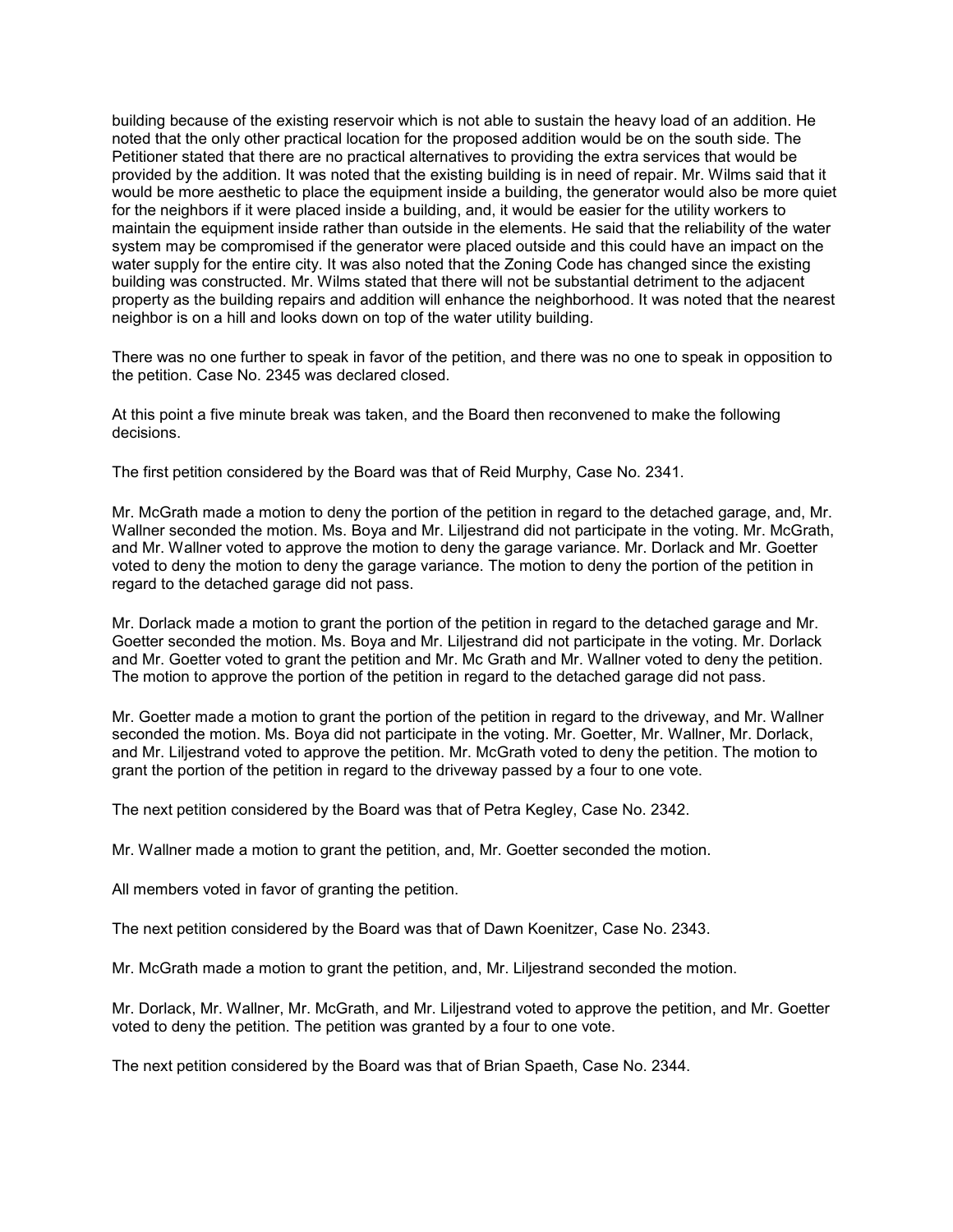building because of the existing reservoir which is not able to sustain the heavy load of an addition. He noted that the only other practical location for the proposed addition would be on the south side. The Petitioner stated that there are no practical alternatives to providing the extra services that would be provided by the addition. It was noted that the existing building is in need of repair. Mr. Wilms said that it would be more aesthetic to place the equipment inside a building, the generator would also be more quiet for the neighbors if it were placed inside a building, and, it would be easier for the utility workers to maintain the equipment inside rather than outside in the elements. He said that the reliability of the water system may be compromised if the generator were placed outside and this could have an impact on the water supply for the entire city. It was also noted that the Zoning Code has changed since the existing building was constructed. Mr. Wilms stated that there will not be substantial detriment to the adjacent property as the building repairs and addition will enhance the neighborhood. It was noted that the nearest neighbor is on a hill and looks down on top of the water utility building.

There was no one further to speak in favor of the petition, and there was no one to speak in opposition to the petition. Case No. 2345 was declared closed.

At this point a five minute break was taken, and the Board then reconvened to make the following decisions.

The first petition considered by the Board was that of Reid Murphy, Case No. 2341.

Mr. McGrath made a motion to deny the portion of the petition in regard to the detached garage, and, Mr. Wallner seconded the motion. Ms. Boya and Mr. Liljestrand did not participate in the voting. Mr. McGrath, and Mr. Wallner voted to approve the motion to deny the garage variance. Mr. Dorlack and Mr. Goetter voted to deny the motion to deny the garage variance. The motion to deny the portion of the petition in regard to the detached garage did not pass.

Mr. Dorlack made a motion to grant the portion of the petition in regard to the detached garage and Mr. Goetter seconded the motion. Ms. Boya and Mr. Liljestrand did not participate in the voting. Mr. Dorlack and Mr. Goetter voted to grant the petition and Mr. Mc Grath and Mr. Wallner voted to deny the petition. The motion to approve the portion of the petition in regard to the detached garage did not pass.

Mr. Goetter made a motion to grant the portion of the petition in regard to the driveway, and Mr. Wallner seconded the motion. Ms. Boya did not participate in the voting. Mr. Goetter, Mr. Wallner, Mr. Dorlack, and Mr. Liljestrand voted to approve the petition. Mr. McGrath voted to deny the petition. The motion to grant the portion of the petition in regard to the driveway passed by a four to one vote.

The next petition considered by the Board was that of Petra Kegley, Case No. 2342.

Mr. Wallner made a motion to grant the petition, and, Mr. Goetter seconded the motion.

All members voted in favor of granting the petition.

The next petition considered by the Board was that of Dawn Koenitzer, Case No. 2343.

Mr. McGrath made a motion to grant the petition, and, Mr. Liljestrand seconded the motion.

Mr. Dorlack, Mr. Wallner, Mr. McGrath, and Mr. Liljestrand voted to approve the petition, and Mr. Goetter voted to deny the petition. The petition was granted by a four to one vote.

The next petition considered by the Board was that of Brian Spaeth, Case No. 2344.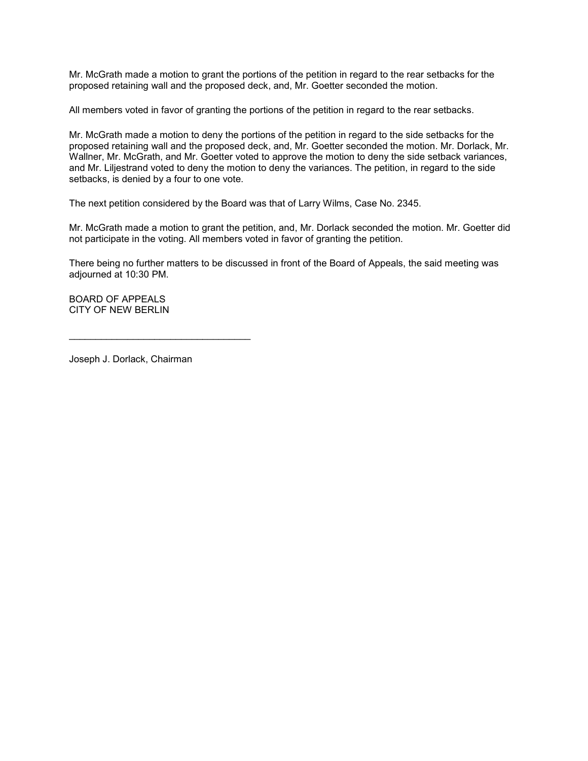Mr. McGrath made a motion to grant the portions of the petition in regard to the rear setbacks for the proposed retaining wall and the proposed deck, and, Mr. Goetter seconded the motion.

All members voted in favor of granting the portions of the petition in regard to the rear setbacks.

Mr. McGrath made a motion to deny the portions of the petition in regard to the side setbacks for the proposed retaining wall and the proposed deck, and, Mr. Goetter seconded the motion. Mr. Dorlack, Mr. Wallner, Mr. McGrath, and Mr. Goetter voted to approve the motion to deny the side setback variances, and Mr. Liljestrand voted to deny the motion to deny the variances. The petition, in regard to the side setbacks, is denied by a four to one vote.

The next petition considered by the Board was that of Larry Wilms, Case No. 2345.

Mr. McGrath made a motion to grant the petition, and, Mr. Dorlack seconded the motion. Mr. Goetter did not participate in the voting. All members voted in favor of granting the petition.

There being no further matters to be discussed in front of the Board of Appeals, the said meeting was adjourned at 10:30 PM.

BOARD OF APPEALS
CITY OF NEW BERLIN

___________________________________

Joseph J. Dorlack, Chairman